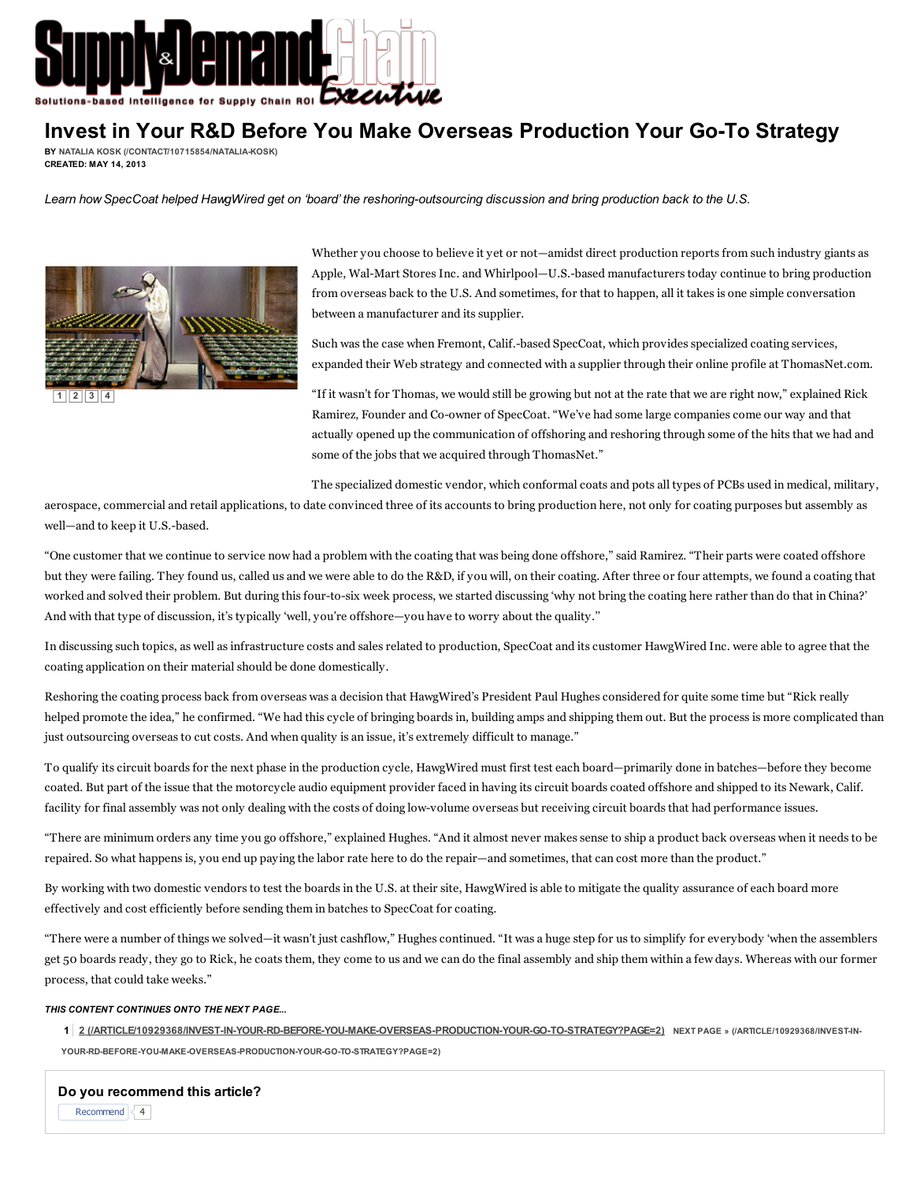# Invest in Your R&D Before You Make Overseas Production Your Go-To Strategy

**BY** NATALIA KOSK (/CONTACT/10715854/NATALIA-KOSK)
**CREATED: MAY 14, 2013**

*Learn how SpecCoat helped HawgWired get on 'board' the reshoring-outsourcing discussion and bring production back to the U.S.*

Whether you choose to believe it yet or not—amidst direct production reports from such industry giants as Apple, Wal-Mart Stores Inc. and Whirlpool—U.S.-based manufacturers today continue to bring production from overseas back to the U.S. And sometimes, for that to happen, all it takes is one simple conversation between a manufacturer and its supplier.

Such was the case when Fremont, Calif.-based SpecCoat, which provides specialized coating services, expanded their Web strategy and connected with a supplier through their online profile at ThomasNet.com.

"If it wasn't for Thomas, we would still be growing but not at the rate that we are right now," explained Rick Ramirez, Founder and Co-owner of SpecCoat. "We've had some large companies come our way and that actually opened up the communication of offshoring and reshoring through some of the hits that we had and some of the jobs that we acquired through ThomasNet."

The specialized domestic vendor, which conformal coats and pots all types of PCBs used in medical, military, aerospace, commercial and retail applications, to date convinced three of its accounts to bring production here, not only for coating purposes but assembly as well—and to keep it U.S.-based.

"One customer that we continue to service now had a problem with the coating that was being done offshore," said Ramirez. "Their parts were coated offshore but they were failing. They found us, called us and we were able to do the R&D, if you will, on their coating. After three or four attempts, we found a coating that worked and solved their problem. But during this four-to-six week process, we started discussing 'why not bring the coating here rather than do that in China?' And with that type of discussion, it's typically 'well, you're offshore—you have to worry about the quality."

In discussing such topics, as well as infrastructure costs and sales related to production, SpecCoat and its customer HawgWired Inc. were able to agree that the coating application on their material should be done domestically.

Reshoring the coating process back from overseas was a decision that HawgWired's President Paul Hughes considered for quite some time but "Rick really helped promote the idea," he confirmed. "We had this cycle of bringing boards in, building amps and shipping them out. But the process is more complicated than just outsourcing overseas to cut costs. And when quality is an issue, it's extremely difficult to manage."

To qualify its circuit boards for the next phase in the production cycle, HawgWired must first test each board—primarily done in batches—before they become coated. But part of the issue that the motorcycle audio equipment provider faced in having its circuit boards coated offshore and shipped to its Newark, Calif. facility for final assembly was not only dealing with the costs of doing low-volume overseas but receiving circuit boards that had performance issues.

"There are minimum orders any time you go offshore," explained Hughes. "And it almost never makes sense to ship a product back overseas when it needs to be repaired. So what happens is, you end up paying the labor rate here to do the repair—and sometimes, that can cost more than the product."

By working with two domestic vendors to test the boards in the U.S. at their site, HawgWired is able to mitigate the quality assurance of each board more effectively and cost efficiently before sending them in batches to SpecCoat for coating.

"There were a number of things we solved—it wasn't just cashflow," Hughes continued. "It was a huge step for us to simplify for everybody 'when the assemblers get 50 boards ready, they go to Rick, he coats them, they come to us and we can do the final assembly and ship them within a few days. Whereas with our former process, that could take weeks."

***THIS CONTENT CONTINUES ONTO THE NEXT PAGE...***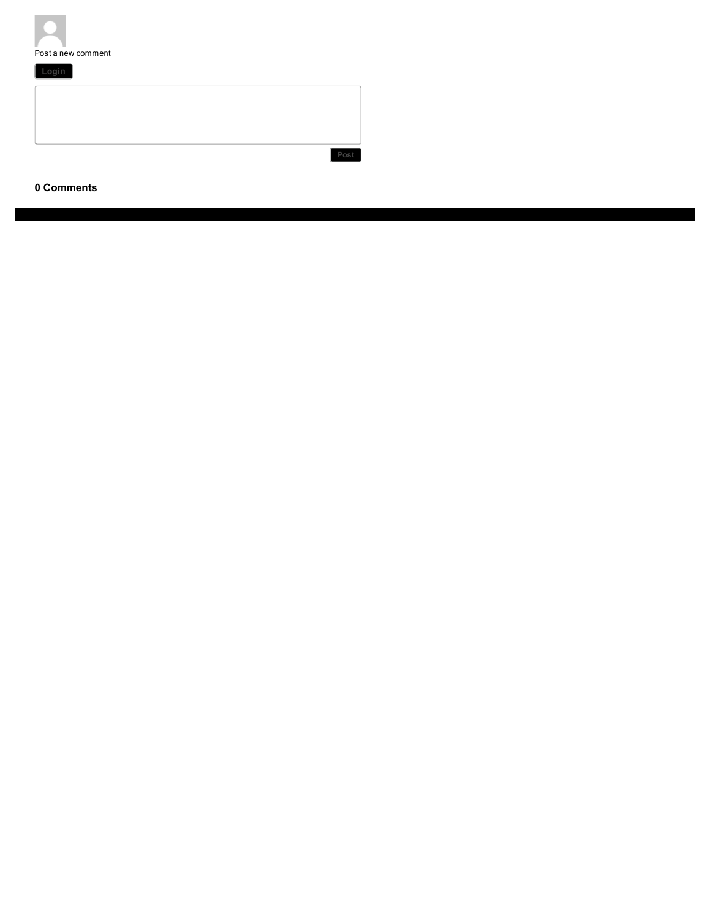Post a new comment

Login

Post

**0 Comments**